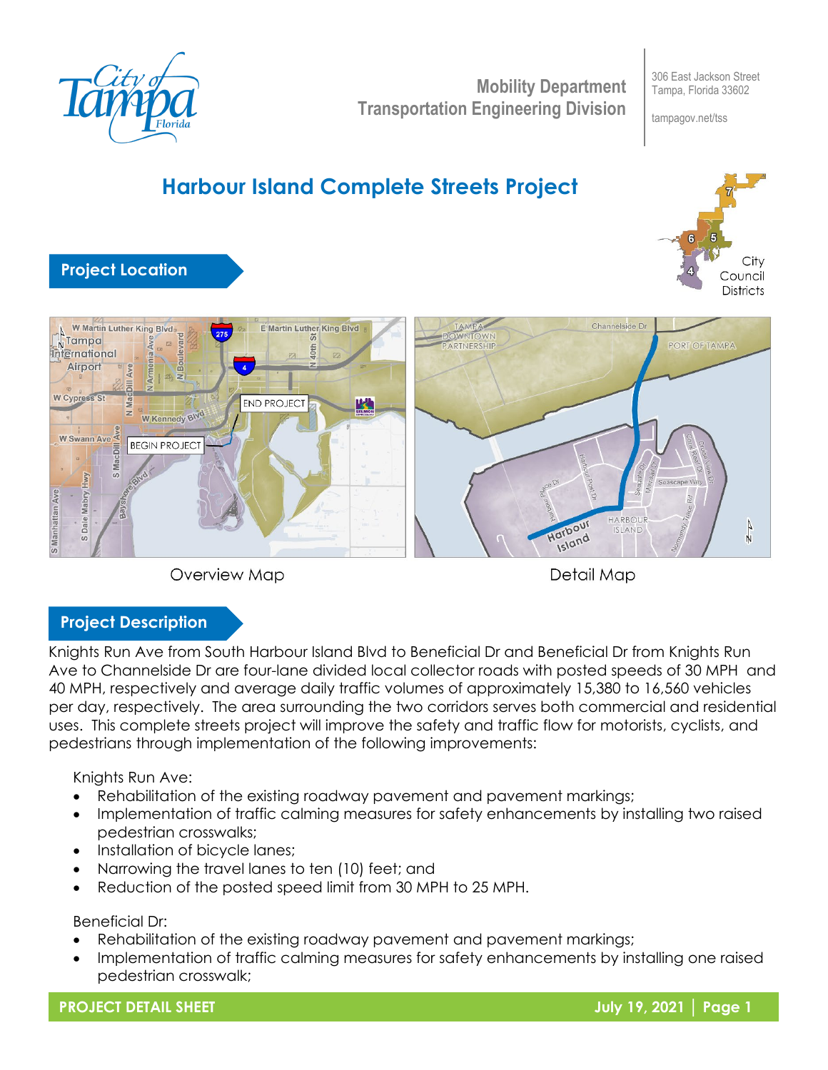Mobility Department
Transportation Engineering Division

306 East Jackson Street
Tampa, Florida 33602

tampagov.net/tss

# Harbour Island Complete Streets Project

## Project Location

Overview Map

Detail Map

## Project Description

Knights Run Ave from South Harbour Island Blvd to Beneficial Dr and Beneficial Dr from Knights Run Ave to Channelside Dr are four-lane divided local collector roads with posted speeds of 30 MPH and 40 MPH, respectively and average daily traffic volumes of approximately 15,380 to 16,560 vehicles per day, respectively. The area surrounding the two corridors serves both commercial and residential uses. This complete streets project will improve the safety and traffic flow for motorists, cyclists, and pedestrians through implementation of the following improvements:

Knights Run Ave:

- Rehabilitation of the existing roadway pavement and pavement markings;
- Implementation of traffic calming measures for safety enhancements by installing two raised pedestrian crosswalks;
- Installation of bicycle lanes;
- Narrowing the travel lanes to ten (10) feet; and
- Reduction of the posted speed limit from 30 MPH to 25 MPH.

Beneficial Dr:

- Rehabilitation of the existing roadway pavement and pavement markings;
- Implementation of traffic calming measures for safety enhancements by installing one raised pedestrian crosswalk;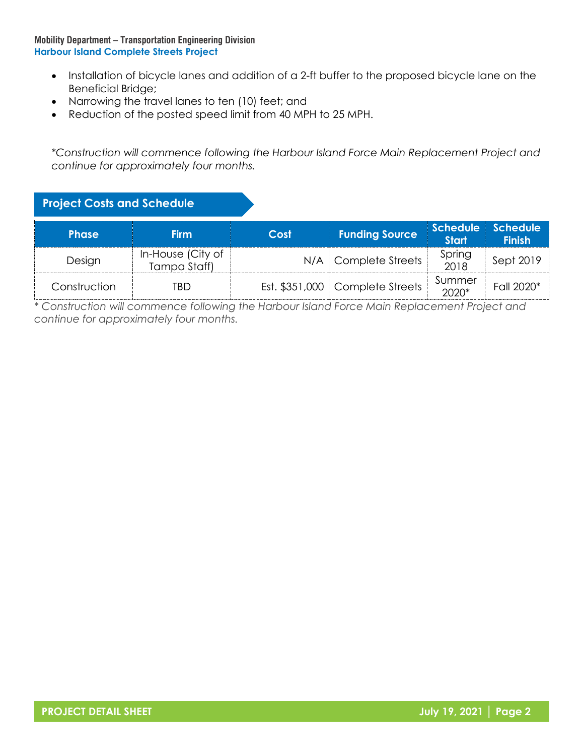- Installation of bicycle lanes and addition of a 2-ft buffer to the proposed bicycle lane on the Beneficial Bridge;
- Narrowing the travel lanes to ten (10) feet; and
- Reduction of the posted speed limit from 40 MPH to 25 MPH.

*\*Construction will commence following the Harbour Island Force Main Replacement Project and continue for approximately four months.*

## Project Costs and Schedule

| Phase | Firm | Cost | Funding Source | Schedule Start | Schedule Finish |
|---|---|---|---|---|---|
| Design | In-House (City of Tampa Staff) | N/A | Complete Streets | Spring 2018 | Sept 2019 |
| Construction | TBD | Est. $351,000 | Complete Streets | Summer 2020* | Fall 2020* |

*\* Construction will commence following the Harbour Island Force Main Replacement Project and continue for approximately four months.*